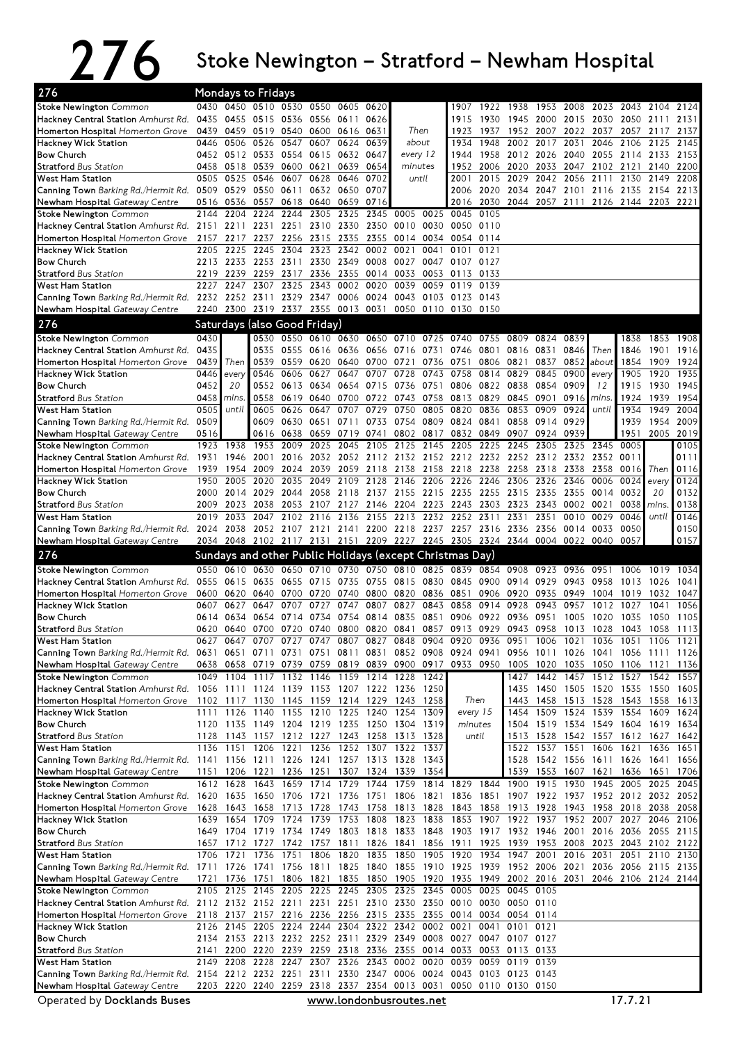# 276 Stoke Newington – Stratford – Newham Hospital

## 276 Mondays to Fridays

| 276 | | | | | | | | | | | | | | | | | |
|---|---|---|---|---|---|---|---|---|---|---|---|---|---|---|---|---|---|
| **Stoke Newington** *Common* | 0430 | 0450 | 0510 | 0530 | 0550 | 0605 | 0620 | | 1907 | 1922 | 1938 | 1953 | 2008 | 2023 | 2043 | 2104 | 2124 |
| **Hackney Central Station** *Amhurst Rd.* | 0435 | 0455 | 0515 | 0536 | 0556 | 0611 | 0626 | | 1915 | 1930 | 1945 | 2000 | 2015 | 2030 | 2050 | 2111 | 2131 |
| **Homerton Hospital** *Homerton Grove* | 0439 | 0459 | 0519 | 0540 | 0600 | 0616 | 0631 | Then | 1923 | 1937 | 1952 | 2007 | 2022 | 2037 | 2057 | 2117 | 2137 |
| **Hackney Wick Station** | 0446 | 0506 | 0526 | 0547 | 0607 | 0624 | 0639 | about | 1934 | 1948 | 2002 | 2017 | 2031 | 2046 | 2106 | 2125 | 2145 |
| **Bow Church** | 0452 | 0512 | 0533 | 0554 | 0615 | 0632 | 0647 | every 12 | 1944 | 1958 | 2012 | 2026 | 2040 | 2055 | 2114 | 2133 | 2153 |
| **Stratford** *Bus Station* | 0458 | 0518 | 0539 | 0600 | 0621 | 0639 | 0654 | minutes | 1952 | 2006 | 2020 | 2033 | 2047 | 2102 | 2121 | 2140 | 2200 |
| **West Ham Station** | 0505 | 0525 | 0546 | 0607 | 0628 | 0646 | 0702 | until | 2001 | 2015 | 2029 | 2042 | 2056 | 2111 | 2130 | 2149 | 2208 |
| **Canning Town** *Barking Rd./Hermit Rd.* | 0509 | 0529 | 0550 | 0611 | 0632 | 0650 | 0707 | | 2006 | 2020 | 2034 | 2047 | 2101 | 2116 | 2135 | 2154 | 2213 |
| **Newham Hospital** *Gateway Centre* | 0516 | 0536 | 0557 | 0618 | 0640 | 0659 | 0716 | | 2016 | 2030 | 2044 | 2057 | 2111 | 2126 | 2144 | 2203 | 2221 |

| 276 | | | | | | | | | | | |
|---|---|---|---|---|---|---|---|---|---|---|---|
| **Stoke Newington** *Common* | 2144 | 2204 | 2224 | 2244 | 2305 | 2325 | 2345 | 0005 | 0025 | 0045 | 0105 |
| **Hackney Central Station** *Amhurst Rd.* | 2151 | 2211 | 2231 | 2251 | 2310 | 2330 | 2350 | 0010 | 0030 | 0050 | 0110 |
| **Homerton Hospital** *Homerton Grove* | 2157 | 2217 | 2237 | 2256 | 2315 | 2335 | 2355 | 0014 | 0034 | 0054 | 0114 |
| **Hackney Wick Station** | 2205 | 2225 | 2245 | 2304 | 2323 | 2342 | 0002 | 0021 | 0041 | 0101 | 0121 |
| **Bow Church** | 2213 | 2233 | 2253 | 2311 | 2330 | 2349 | 0008 | 0027 | 0047 | 0107 | 0127 |
| **Stratford** *Bus Station* | 2219 | 2239 | 2259 | 2317 | 2336 | 2355 | 0014 | 0033 | 0053 | 0113 | 0133 |
| **West Ham Station** | 2227 | 2247 | 2307 | 2325 | 2343 | 0002 | 0020 | 0039 | 0059 | 0119 | 0139 |
| **Canning Town** *Barking Rd./Hermit Rd.* | 2232 | 2252 | 2311 | 2329 | 2347 | 0006 | 0024 | 0043 | 0103 | 0123 | 0143 |
| **Newham Hospital** *Gateway Centre* | 2240 | 2300 | 2319 | 2337 | 2355 | 0013 | 0031 | 0050 | 0110 | 0130 | 0150 |

## 276 Saturdays (also Good Friday)

| 276 | | | | | | | | | | | | | | | | | | |
|---|---|---|---|---|---|---|---|---|---|---|---|---|---|---|---|---|---|---|
| **Stoke Newington** *Common* | 0430 | | 0530 | 0550 | 0610 | 0630 | 0650 | 0710 | 0725 | 0740 | 0755 | 0809 | 0824 | 0839 | | 1838 | 1853 | 1908 |
| **Hackney Central Station** *Amhurst Rd.* | 0435 | | 0535 | 0555 | 0616 | 0636 | 0656 | 0716 | 0731 | 0746 | 0801 | 0816 | 0831 | 0846 | Then | 1846 | 1901 | 1916 |
| **Homerton Hospital** *Homerton Grove* | 0439 | Then | 0539 | 0559 | 0620 | 0640 | 0700 | 0721 | 0736 | 0751 | 0806 | 0821 | 0837 | 0852 | about | 1854 | 1909 | 1924 |
| **Hackney Wick Station** | 0446 | every | 0546 | 0606 | 0627 | 0647 | 0707 | 0728 | 0743 | 0758 | 0814 | 0829 | 0845 | 0900 | every | 1905 | 1920 | 1935 |
| **Bow Church** | 0452 | 20 | 0552 | 0613 | 0634 | 0654 | 0715 | 0736 | 0751 | 0806 | 0822 | 0838 | 0854 | 0909 | 12 | 1915 | 1930 | 1945 |
| **Stratford** *Bus Station* | 0458 | mins. | 0558 | 0619 | 0640 | 0700 | 0722 | 0743 | 0758 | 0813 | 0829 | 0845 | 0901 | 0916 | mins. | 1924 | 1939 | 1954 |
| **West Ham Station** | 0505 | until | 0605 | 0626 | 0647 | 0707 | 0729 | 0750 | 0805 | 0820 | 0836 | 0853 | 0909 | 0924 | until | 1934 | 1949 | 2004 |
| **Canning Town** *Barking Rd./Hermit Rd.* | 0509 | | 0609 | 0630 | 0651 | 0711 | 0733 | 0754 | 0809 | 0824 | 0841 | 0858 | 0914 | 0929 | | 1939 | 1954 | 2009 |
| **Newham Hospital** *Gateway Centre* | 0516 | | 0616 | 0638 | 0659 | 0719 | 0741 | 0802 | 0817 | 0832 | 0849 | 0907 | 0924 | 0939 | | 1951 | 2005 | 2019 |

| 276 | | | | | | | | | | | | | | | | | | |
|---|---|---|---|---|---|---|---|---|---|---|---|---|---|---|---|---|---|---|
| **Stoke Newington** *Common* | 1923 | 1938 | 1953 | 2009 | 2025 | 2045 | 2105 | 2125 | 2145 | 2205 | 2225 | 2245 | 2305 | 2325 | 2345 | 0005 | | 0105 |
| **Hackney Central Station** *Amhurst Rd.* | 1931 | 1946 | 2001 | 2016 | 2032 | 2052 | 2112 | 2132 | 2152 | 2212 | 2232 | 2252 | 2312 | 2332 | 2352 | 0011 | | 0111 |
| **Homerton Hospital** *Homerton Grove* | 1939 | 1954 | 2009 | 2024 | 2039 | 2059 | 2118 | 2138 | 2158 | 2218 | 2238 | 2258 | 2318 | 2338 | 2358 | 0016 | Then | 0116 |
| **Hackney Wick Station** | 1950 | 2005 | 2020 | 2035 | 2049 | 2109 | 2128 | 2146 | 2206 | 2226 | 2246 | 2306 | 2326 | 2346 | 0006 | 0024 | every | 0124 |
| **Bow Church** | 2000 | 2014 | 2029 | 2044 | 2058 | 2118 | 2137 | 2155 | 2215 | 2235 | 2255 | 2315 | 2335 | 2355 | 0014 | 0032 | 20 | 0132 |
| **Stratford** *Bus Station* | 2009 | 2023 | 2038 | 2053 | 2107 | 2127 | 2146 | 2204 | 2223 | 2243 | 2303 | 2323 | 2343 | 0002 | 0021 | 0038 | mins. | 0138 |
| **West Ham Station** | 2019 | 2033 | 2047 | 2102 | 2116 | 2136 | 2155 | 2213 | 2232 | 2252 | 2311 | 2331 | 2351 | 0010 | 0029 | 0046 | until | 0146 |
| **Canning Town** *Barking Rd./Hermit Rd.* | 2024 | 2038 | 2052 | 2107 | 2121 | 2141 | 2200 | 2218 | 2237 | 2257 | 2316 | 2336 | 2356 | 0014 | 0033 | 0050 | | 0150 |
| **Newham Hospital** *Gateway Centre* | 2034 | 2048 | 2102 | 2117 | 2131 | 2151 | 2209 | 2227 | 2245 | 2305 | 2324 | 2344 | 0004 | 0022 | 0040 | 0057 | | 0157 |

## 276 Sundays and other Public Holidays (except Christmas Day)

| 276 | | | | | | | | | | | | | | | | | | |
|---|---|---|---|---|---|---|---|---|---|---|---|---|---|---|---|---|---|---|
| **Stoke Newington** *Common* | 0550 | 0610 | 0630 | 0650 | 0710 | 0730 | 0750 | 0810 | 0825 | 0839 | 0854 | 0908 | 0923 | 0936 | 0951 | 1006 | 1019 | 1034 |
| **Hackney Central Station** *Amhurst Rd.* | 0555 | 0615 | 0635 | 0655 | 0715 | 0735 | 0755 | 0815 | 0830 | 0845 | 0900 | 0914 | 0929 | 0943 | 0958 | 1013 | 1026 | 1041 |
| **Homerton Hospital** *Homerton Grove* | 0600 | 0620 | 0640 | 0700 | 0720 | 0740 | 0800 | 0820 | 0836 | 0851 | 0906 | 0920 | 0935 | 0949 | 1004 | 1019 | 1032 | 1047 |
| **Hackney Wick Station** | 0607 | 0627 | 0647 | 0707 | 0727 | 0747 | 0807 | 0827 | 0843 | 0858 | 0914 | 0928 | 0943 | 0957 | 1012 | 1027 | 1041 | 1056 |
| **Bow Church** | 0614 | 0634 | 0654 | 0714 | 0734 | 0754 | 0814 | 0835 | 0851 | 0906 | 0922 | 0936 | 0951 | 1005 | 1020 | 1035 | 1050 | 1105 |
| **Stratford** *Bus Station* | 0620 | 0640 | 0700 | 0720 | 0740 | 0800 | 0820 | 0841 | 0857 | 0913 | 0929 | 0943 | 0958 | 1013 | 1028 | 1043 | 1058 | 1113 |
| **West Ham Station** | 0627 | 0647 | 0707 | 0727 | 0747 | 0807 | 0827 | 0848 | 0904 | 0920 | 0936 | 0951 | 1006 | 1021 | 1036 | 1051 | 1106 | 1121 |
| **Canning Town** *Barking Rd./Hermit Rd.* | 0631 | 0651 | 0711 | 0731 | 0751 | 0811 | 0831 | 0852 | 0908 | 0924 | 0941 | 0956 | 1011 | 1026 | 1041 | 1056 | 1111 | 1126 |
| **Newham Hospital** *Gateway Centre* | 0638 | 0658 | 0719 | 0739 | 0759 | 0819 | 0839 | 0900 | 0917 | 0933 | 0950 | 1005 | 1020 | 1035 | 1050 | 1106 | 1121 | 1136 |

| 276 | | | | | | | | | | | | | | | | | |
|---|---|---|---|---|---|---|---|---|---|---|---|---|---|---|---|---|---|
| **Stoke Newington** *Common* | 1049 | 1104 | 1117 | 1132 | 1146 | 1159 | 1214 | 1228 | 1242 | | 1427 | 1442 | 1457 | 1512 | 1527 | 1542 | 1557 |
| **Hackney Central Station** *Amhurst Rd.* | 1056 | 1111 | 1124 | 1139 | 1153 | 1207 | 1222 | 1236 | 1250 | | 1435 | 1450 | 1505 | 1520 | 1535 | 1550 | 1605 |
| **Homerton Hospital** *Homerton Grove* | 1102 | 1117 | 1130 | 1145 | 1159 | 1214 | 1229 | 1243 | 1258 | Then | 1443 | 1458 | 1513 | 1528 | 1543 | 1558 | 1613 |
| **Hackney Wick Station** | 1111 | 1126 | 1140 | 1155 | 1210 | 1225 | 1240 | 1254 | 1309 | every 15 | 1454 | 1509 | 1524 | 1539 | 1554 | 1609 | 1624 |
| **Bow Church** | 1120 | 1135 | 1149 | 1204 | 1219 | 1235 | 1250 | 1304 | 1319 | minutes | 1504 | 1519 | 1534 | 1549 | 1604 | 1619 | 1634 |
| **Stratford** *Bus Station* | 1128 | 1143 | 1157 | 1212 | 1227 | 1243 | 1258 | 1313 | 1328 | until | 1513 | 1528 | 1542 | 1557 | 1612 | 1627 | 1642 |
| **West Ham Station** | 1136 | 1151 | 1206 | 1221 | 1236 | 1252 | 1307 | 1322 | 1337 | | 1522 | 1537 | 1551 | 1606 | 1621 | 1636 | 1651 |
| **Canning Town** *Barking Rd./Hermit Rd.* | 1141 | 1156 | 1211 | 1226 | 1241 | 1257 | 1313 | 1328 | 1343 | | 1528 | 1542 | 1556 | 1611 | 1626 | 1641 | 1656 |
| **Newham Hospital** *Gateway Centre* | 1151 | 1206 | 1221 | 1236 | 1251 | 1307 | 1324 | 1339 | 1354 | | 1539 | 1553 | 1607 | 1621 | 1636 | 1651 | 1706 |

| 276 | | | | | | | | | | | | | | | | | | |
|---|---|---|---|---|---|---|---|---|---|---|---|---|---|---|---|---|---|---|
| **Stoke Newington** *Common* | 1612 | 1628 | 1643 | 1659 | 1714 | 1729 | 1744 | 1759 | 1814 | 1829 | 1844 | 1900 | 1915 | 1930 | 1945 | 2005 | 2025 | 2045 |
| **Hackney Central Station** *Amhurst Rd.* | 1620 | 1635 | 1650 | 1706 | 1721 | 1736 | 1751 | 1806 | 1821 | 1836 | 1851 | 1907 | 1922 | 1937 | 1952 | 2012 | 2032 | 2052 |
| **Homerton Hospital** *Homerton Grove* | 1628 | 1643 | 1658 | 1713 | 1728 | 1743 | 1758 | 1813 | 1828 | 1843 | 1858 | 1913 | 1928 | 1943 | 1958 | 2018 | 2038 | 2058 |
| **Hackney Wick Station** | 1639 | 1654 | 1709 | 1724 | 1739 | 1753 | 1808 | 1823 | 1838 | 1853 | 1907 | 1922 | 1937 | 1952 | 2007 | 2027 | 2046 | 2106 |
| **Bow Church** | 1649 | 1704 | 1719 | 1734 | 1749 | 1803 | 1818 | 1833 | 1848 | 1903 | 1917 | 1932 | 1946 | 2001 | 2016 | 2036 | 2055 | 2115 |
| **Stratford** *Bus Station* | 1657 | 1712 | 1727 | 1742 | 1757 | 1811 | 1826 | 1841 | 1856 | 1911 | 1925 | 1939 | 1953 | 2008 | 2023 | 2043 | 2102 | 2122 |
| **West Ham Station** | 1706 | 1721 | 1736 | 1751 | 1806 | 1820 | 1835 | 1850 | 1905 | 1920 | 1934 | 1947 | 2001 | 2016 | 2031 | 2051 | 2110 | 2130 |
| **Canning Town** *Barking Rd./Hermit Rd.* | 1711 | 1726 | 1741 | 1756 | 1811 | 1825 | 1840 | 1855 | 1910 | 1925 | 1939 | 1952 | 2006 | 2021 | 2036 | 2056 | 2115 | 2135 |
| **Newham Hospital** *Gateway Centre* | 1721 | 1736 | 1751 | 1806 | 1821 | 1835 | 1850 | 1905 | 1920 | 1935 | 1949 | 2002 | 2016 | 2031 | 2046 | 2106 | 2124 | 2144 |

| 276 | | | | | | | | | | | | | |
|---|---|---|---|---|---|---|---|---|---|---|---|---|---|
| **Stoke Newington** *Common* | 2105 | 2125 | 2145 | 2205 | 2225 | 2245 | 2305 | 2325 | 2345 | 0005 | 0025 | 0045 | 0105 |
| **Hackney Central Station** *Amhurst Rd.* | 2112 | 2132 | 2152 | 2211 | 2231 | 2251 | 2310 | 2330 | 2350 | 0010 | 0030 | 0050 | 0110 |
| **Homerton Hospital** *Homerton Grove* | 2118 | 2137 | 2157 | 2216 | 2236 | 2256 | 2315 | 2335 | 2355 | 0014 | 0034 | 0054 | 0114 |
| **Hackney Wick Station** | 2126 | 2145 | 2205 | 2224 | 2244 | 2304 | 2322 | 2342 | 0002 | 0021 | 0041 | 0101 | 0121 |
| **Bow Church** | 2134 | 2153 | 2213 | 2232 | 2252 | 2311 | 2329 | 2349 | 0008 | 0027 | 0047 | 0107 | 0127 |
| **Stratford** *Bus Station* | 2141 | 2200 | 2220 | 2239 | 2259 | 2318 | 2336 | 2355 | 0014 | 0033 | 0053 | 0113 | 0133 |
| **West Ham Station** | 2149 | 2208 | 2228 | 2247 | 2307 | 2326 | 2343 | 0002 | 0020 | 0039 | 0059 | 0119 | 0139 |
| **Canning Town** *Barking Rd./Hermit Rd.* | 2154 | 2212 | 2232 | 2251 | 2311 | 2330 | 2347 | 0006 | 0024 | 0043 | 0103 | 0123 | 0143 |
| **Newham Hospital** *Gateway Centre* | 2203 | 2220 | 2240 | 2259 | 2318 | 2337 | 2354 | 0013 | 0031 | 0050 | 0110 | 0130 | 0150 |

Operated by **Docklands Buses** www.londonbusroutes.net 17.7.21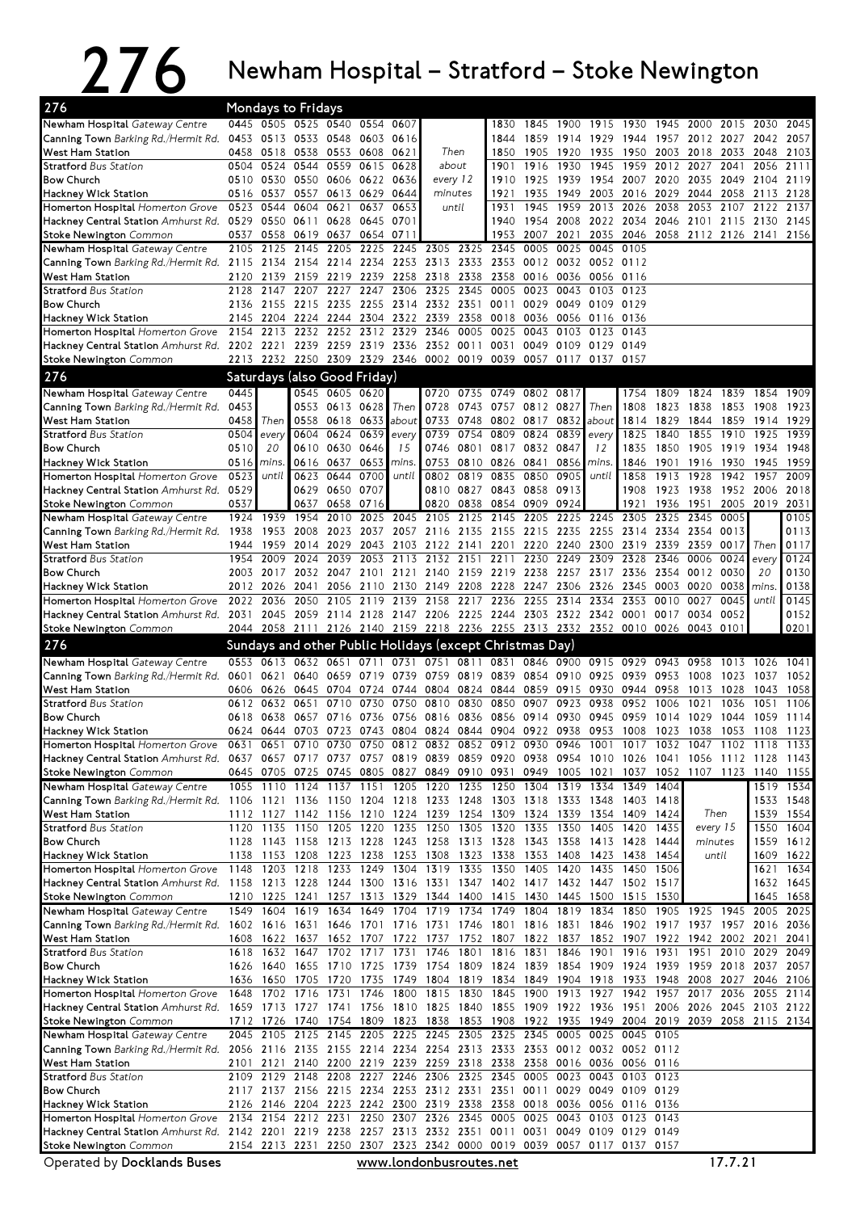# 276 Newham Hospital – Stratford – Stoke Newington

## Mondays to Fridays

| Stop | | | | | | | | | | | | | | | | | |
|---|---|---|---|---|---|---|---|---|---|---|---|---|---|---|---|---|---|
| **Newham Hospital** *Gateway Centre* | 0445 | 0505 | 0525 | 0540 | 0554 | 0607 | | 1830 | 1845 | 1900 | 1915 | 1930 | 1945 | 2000 | 2015 | 2030 | 2045 |
| **Canning Town** *Barking Rd./Hermit Rd.* | 0453 | 0513 | 0533 | 0548 | 0603 | 0616 | | 1844 | 1859 | 1914 | 1929 | 1944 | 1957 | 2012 | 2027 | 2042 | 2057 |
| **West Ham Station** | 0458 | 0518 | 0538 | 0553 | 0608 | 0621 | Then | 1850 | 1905 | 1920 | 1935 | 1950 | 2003 | 2018 | 2033 | 2048 | 2103 |
| **Stratford** *Bus Station* | 0504 | 0524 | 0544 | 0559 | 0615 | 0628 | about | 1901 | 1916 | 1930 | 1945 | 1959 | 2012 | 2027 | 2041 | 2056 | 2111 |
| **Bow Church** | 0510 | 0530 | 0550 | 0606 | 0622 | 0636 | every 12 | 1910 | 1925 | 1939 | 1954 | 2007 | 2020 | 2035 | 2049 | 2104 | 2119 |
| **Hackney Wick Station** | 0516 | 0537 | 0557 | 0613 | 0629 | 0644 | minutes | 1921 | 1935 | 1949 | 2003 | 2016 | 2029 | 2044 | 2058 | 2113 | 2128 |
| **Homerton Hospital** *Homerton Grove* | 0523 | 0544 | 0604 | 0621 | 0637 | 0653 | until | 1931 | 1945 | 1959 | 2013 | 2026 | 2038 | 2053 | 2107 | 2122 | 2137 |
| **Hackney Central Station** *Amhurst Rd.* | 0529 | 0550 | 0611 | 0628 | 0645 | 0701 | | 1940 | 1954 | 2008 | 2022 | 2034 | 2046 | 2101 | 2115 | 2130 | 2145 |
| **Stoke Newington** *Common* | 0537 | 0558 | 0619 | 0637 | 0654 | 0711 | | 1953 | 2007 | 2021 | 2035 | 2046 | 2058 | 2112 | 2126 | 2141 | 2156 |

| Stop | | | | | | | | | | | | | |
|---|---|---|---|---|---|---|---|---|---|---|---|---|---|
| **Newham Hospital** *Gateway Centre* | 2105 | 2125 | 2145 | 2205 | 2225 | 2245 | 2305 | 2325 | 2345 | 0005 | 0025 | 0045 | 0105 |
| **Canning Town** *Barking Rd./Hermit Rd.* | 2115 | 2134 | 2154 | 2214 | 2234 | 2253 | 2313 | 2333 | 2353 | 0012 | 0032 | 0052 | 0112 |
| **West Ham Station** | 2120 | 2139 | 2159 | 2219 | 2239 | 2258 | 2318 | 2338 | 2358 | 0016 | 0036 | 0056 | 0116 |
| **Stratford** *Bus Station* | 2128 | 2147 | 2207 | 2227 | 2247 | 2306 | 2325 | 2345 | 0005 | 0023 | 0043 | 0103 | 0123 |
| **Bow Church** | 2136 | 2155 | 2215 | 2235 | 2255 | 2314 | 2332 | 2351 | 0011 | 0029 | 0049 | 0109 | 0129 |
| **Hackney Wick Station** | 2145 | 2204 | 2224 | 2244 | 2304 | 2322 | 2339 | 2358 | 0018 | 0036 | 0056 | 0116 | 0136 |
| **Homerton Hospital** *Homerton Grove* | 2154 | 2213 | 2232 | 2252 | 2312 | 2329 | 2346 | 0005 | 0025 | 0043 | 0103 | 0123 | 0143 |
| **Hackney Central Station** *Amhurst Rd.* | 2202 | 2221 | 2239 | 2259 | 2319 | 2336 | 2352 | 0011 | 0031 | 0049 | 0109 | 0129 | 0149 |
| **Stoke Newington** *Common* | 2213 | 2232 | 2250 | 2309 | 2329 | 2346 | 0002 | 0019 | 0039 | 0057 | 0117 | 0137 | 0157 |

## Saturdays (also Good Friday)

| Stop | | | | | | | | | | | | | | | | | | | | |
|---|---|---|---|---|---|---|---|---|---|---|---|---|---|---|---|---|---|---|---|---|
| **Newham Hospital** *Gateway Centre* | 0445 | | 0545 | 0605 | 0620 | | 0720 | 0735 | 0749 | 0802 | 0817 | | 1754 | 1809 | 1824 | 1839 | 1854 | 1909 |
| **Canning Town** *Barking Rd./Hermit Rd.* | 0453 | | 0553 | 0613 | 0628 | Then | 0728 | 0743 | 0757 | 0812 | 0827 | Then | 1808 | 1823 | 1838 | 1853 | 1908 | 1923 |
| **West Ham Station** | 0458 | Then | 0558 | 0618 | 0633 | about | 0733 | 0748 | 0802 | 0817 | 0832 | about | 1814 | 1829 | 1844 | 1859 | 1914 | 1929 |
| **Stratford** *Bus Station* | 0504 | every | 0604 | 0624 | 0639 | every | 0739 | 0754 | 0809 | 0824 | 0839 | every | 1825 | 1840 | 1855 | 1910 | 1925 | 1939 |
| **Bow Church** | 0510 | 20 | 0610 | 0630 | 0646 | 15 | 0746 | 0801 | 0817 | 0832 | 0847 | 12 | 1835 | 1850 | 1905 | 1919 | 1934 | 1948 |
| **Hackney Wick Station** | 0516 | mins. | 0616 | 0637 | 0653 | mins. | 0753 | 0810 | 0826 | 0841 | 0856 | mins. | 1846 | 1901 | 1916 | 1930 | 1945 | 1959 |
| **Homerton Hospital** *Homerton Grove* | 0523 | until | 0623 | 0644 | 0700 | until | 0802 | 0819 | 0835 | 0850 | 0905 | until | 1858 | 1913 | 1928 | 1942 | 1957 | 2009 |
| **Hackney Central Station** *Amhurst Rd.* | 0529 | | 0629 | 0650 | 0707 | | 0810 | 0827 | 0843 | 0858 | 0913 | | 1908 | 1923 | 1938 | 1952 | 2006 | 2018 |
| **Stoke Newington** *Common* | 0537 | | 0637 | 0658 | 0716 | | 0820 | 0838 | 0854 | 0909 | 0924 | | 1921 | 1936 | 1951 | 2005 | 2019 | 2031 |

| Stop | | | | | | | | | | | | | | | | | | |
|---|---|---|---|---|---|---|---|---|---|---|---|---|---|---|---|---|---|---|
| **Newham Hospital** *Gateway Centre* | 1924 | 1939 | 1954 | 2010 | 2025 | 2045 | 2105 | 2125 | 2145 | 2205 | 2225 | 2245 | 2305 | 2325 | 2345 | 0005 | | 0105 |
| **Canning Town** *Barking Rd./Hermit Rd.* | 1938 | 1953 | 2008 | 2023 | 2037 | 2057 | 2116 | 2135 | 2155 | 2215 | 2235 | 2255 | 2314 | 2334 | 2354 | 0013 | | 0113 |
| **West Ham Station** | 1944 | 1959 | 2014 | 2029 | 2043 | 2103 | 2122 | 2141 | 2201 | 2220 | 2240 | 2300 | 2319 | 2339 | 2359 | 0017 | Then | 0117 |
| **Stratford** *Bus Station* | 1954 | 2009 | 2024 | 2039 | 2053 | 2113 | 2132 | 2151 | 2211 | 2230 | 2249 | 2309 | 2328 | 2346 | 0006 | 0024 | every | 0124 |
| **Bow Church** | 2003 | 2017 | 2032 | 2047 | 2101 | 2121 | 2140 | 2159 | 2219 | 2238 | 2257 | 2317 | 2336 | 2354 | 0012 | 0030 | 20 | 0130 |
| **Hackney Wick Station** | 2012 | 2026 | 2041 | 2056 | 2110 | 2130 | 2149 | 2208 | 2228 | 2247 | 2306 | 2326 | 2345 | 0003 | 0020 | 0038 | mins. | 0138 |
| **Homerton Hospital** *Homerton Grove* | 2022 | 2036 | 2050 | 2105 | 2119 | 2139 | 2158 | 2217 | 2236 | 2255 | 2314 | 2334 | 2353 | 0010 | 0027 | 0045 | until | 0145 |
| **Hackney Central Station** *Amhurst Rd.* | 2031 | 2045 | 2059 | 2114 | 2128 | 2147 | 2206 | 2225 | 2244 | 2303 | 2322 | 2342 | 0001 | 0017 | 0034 | 0052 | | 0152 |
| **Stoke Newington** *Common* | 2044 | 2058 | 2111 | 2126 | 2140 | 2159 | 2218 | 2236 | 2255 | 2313 | 2332 | 2352 | 0010 | 0026 | 0043 | 0101 | | 0201 |

## Sundays and other Public Holidays (except Christmas Day)

| Stop | | | | | | | | | | | | | | | | | | |
|---|---|---|---|---|---|---|---|---|---|---|---|---|---|---|---|---|---|---|
| **Newham Hospital** *Gateway Centre* | 0553 | 0613 | 0632 | 0651 | 0711 | 0731 | 0751 | 0811 | 0831 | 0846 | 0900 | 0915 | 0929 | 0943 | 0958 | 1013 | 1026 | 1041 |
| **Canning Town** *Barking Rd./Hermit Rd.* | 0601 | 0621 | 0640 | 0659 | 0719 | 0739 | 0759 | 0819 | 0839 | 0854 | 0910 | 0925 | 0939 | 0953 | 1008 | 1023 | 1037 | 1052 |
| **West Ham Station** | 0606 | 0626 | 0645 | 0704 | 0724 | 0744 | 0804 | 0824 | 0844 | 0859 | 0915 | 0930 | 0944 | 0958 | 1013 | 1028 | 1043 | 1058 |
| **Stratford** *Bus Station* | 0612 | 0632 | 0651 | 0710 | 0730 | 0750 | 0810 | 0830 | 0850 | 0907 | 0923 | 0938 | 0952 | 1006 | 1021 | 1036 | 1051 | 1106 |
| **Bow Church** | 0618 | 0638 | 0657 | 0716 | 0736 | 0756 | 0816 | 0836 | 0856 | 0914 | 0930 | 0945 | 0959 | 1014 | 1029 | 1044 | 1059 | 1114 |
| **Hackney Wick Station** | 0624 | 0644 | 0703 | 0723 | 0743 | 0804 | 0824 | 0844 | 0904 | 0922 | 0938 | 0953 | 1008 | 1023 | 1038 | 1053 | 1108 | 1123 |
| **Homerton Hospital** *Homerton Grove* | 0631 | 0651 | 0710 | 0730 | 0750 | 0812 | 0832 | 0852 | 0912 | 0930 | 0946 | 1001 | 1017 | 1032 | 1047 | 1102 | 1118 | 1133 |
| **Hackney Central Station** *Amhurst Rd.* | 0637 | 0657 | 0717 | 0737 | 0757 | 0819 | 0839 | 0859 | 0920 | 0938 | 0954 | 1010 | 1026 | 1041 | 1056 | 1112 | 1128 | 1143 |
| **Stoke Newington** *Common* | 0645 | 0705 | 0725 | 0745 | 0805 | 0827 | 0849 | 0910 | 0931 | 0949 | 1005 | 1021 | 1037 | 1052 | 1107 | 1123 | 1140 | 1155 |

| Stop | | | | | | | | | | | | | | | | | |
|---|---|---|---|---|---|---|---|---|---|---|---|---|---|---|---|---|---|
| **Newham Hospital** *Gateway Centre* | 1055 | 1110 | 1124 | 1137 | 1151 | 1205 | 1220 | 1235 | 1250 | 1304 | 1319 | 1334 | 1349 | 1404 | | 1519 | 1534 |
| **Canning Town** *Barking Rd./Hermit Rd.* | 1106 | 1121 | 1136 | 1150 | 1204 | 1218 | 1233 | 1248 | 1303 | 1318 | 1333 | 1348 | 1403 | 1418 | | 1533 | 1548 |
| **West Ham Station** | 1112 | 1127 | 1142 | 1156 | 1210 | 1224 | 1239 | 1254 | 1309 | 1324 | 1339 | 1354 | 1409 | 1424 | Then | 1539 | 1554 |
| **Stratford** *Bus Station* | 1120 | 1135 | 1150 | 1205 | 1220 | 1235 | 1250 | 1305 | 1320 | 1335 | 1350 | 1405 | 1420 | 1435 | every 15 | 1550 | 1604 |
| **Bow Church** | 1128 | 1143 | 1158 | 1213 | 1228 | 1243 | 1258 | 1313 | 1328 | 1343 | 1358 | 1413 | 1428 | 1444 | minutes | 1559 | 1612 |
| **Hackney Wick Station** | 1138 | 1153 | 1208 | 1223 | 1238 | 1253 | 1308 | 1323 | 1338 | 1353 | 1408 | 1423 | 1438 | 1454 | until | 1609 | 1622 |
| **Homerton Hospital** *Homerton Grove* | 1148 | 1203 | 1218 | 1233 | 1249 | 1304 | 1319 | 1335 | 1350 | 1405 | 1420 | 1435 | 1450 | 1506 | | 1621 | 1634 |
| **Hackney Central Station** *Amhurst Rd.* | 1158 | 1213 | 1228 | 1244 | 1300 | 1316 | 1331 | 1347 | 1402 | 1417 | 1432 | 1447 | 1502 | 1517 | | 1632 | 1645 |
| **Stoke Newington** *Common* | 1210 | 1225 | 1241 | 1257 | 1313 | 1329 | 1344 | 1400 | 1415 | 1430 | 1445 | 1500 | 1515 | 1530 | | 1645 | 1658 |

| Stop | | | | | | | | | | | | | | | | | | |
|---|---|---|---|---|---|---|---|---|---|---|---|---|---|---|---|---|---|---|
| **Newham Hospital** *Gateway Centre* | 1549 | 1604 | 1619 | 1634 | 1649 | 1704 | 1719 | 1734 | 1749 | 1804 | 1819 | 1834 | 1850 | 1905 | 1925 | 1945 | 2005 | 2025 |
| **Canning Town** *Barking Rd./Hermit Rd.* | 1602 | 1616 | 1631 | 1646 | 1701 | 1716 | 1731 | 1746 | 1801 | 1816 | 1831 | 1846 | 1902 | 1917 | 1937 | 1957 | 2016 | 2036 |
| **West Ham Station** | 1608 | 1622 | 1637 | 1652 | 1707 | 1722 | 1737 | 1752 | 1807 | 1822 | 1837 | 1852 | 1907 | 1922 | 1942 | 2002 | 2021 | 2041 |
| **Stratford** *Bus Station* | 1618 | 1632 | 1647 | 1702 | 1717 | 1731 | 1746 | 1801 | 1816 | 1831 | 1846 | 1901 | 1916 | 1931 | 1951 | 2010 | 2029 | 2049 |
| **Bow Church** | 1626 | 1640 | 1655 | 1710 | 1725 | 1739 | 1754 | 1809 | 1824 | 1839 | 1854 | 1909 | 1924 | 1939 | 1959 | 2018 | 2037 | 2057 |
| **Hackney Wick Station** | 1636 | 1650 | 1705 | 1720 | 1735 | 1749 | 1804 | 1819 | 1834 | 1849 | 1904 | 1918 | 1933 | 1948 | 2008 | 2027 | 2046 | 2106 |
| **Homerton Hospital** *Homerton Grove* | 1648 | 1702 | 1716 | 1731 | 1746 | 1800 | 1815 | 1830 | 1845 | 1900 | 1913 | 1927 | 1942 | 1957 | 2017 | 2036 | 2055 | 2114 |
| **Hackney Central Station** *Amhurst Rd.* | 1659 | 1713 | 1727 | 1741 | 1756 | 1810 | 1825 | 1840 | 1855 | 1909 | 1922 | 1936 | 1951 | 2006 | 2026 | 2045 | 2103 | 2122 |
| **Stoke Newington** *Common* | 1712 | 1726 | 1740 | 1754 | 1809 | 1823 | 1838 | 1853 | 1908 | 1922 | 1935 | 1949 | 2004 | 2019 | 2039 | 2058 | 2115 | 2134 |

| Stop | | | | | | | | | | | | | | |
|---|---|---|---|---|---|---|---|---|---|---|---|---|---|---|
| **Newham Hospital** *Gateway Centre* | 2045 | 2105 | 2125 | 2145 | 2205 | 2225 | 2245 | 2305 | 2325 | 2345 | 0005 | 0025 | 0045 | 0105 |
| **Canning Town** *Barking Rd./Hermit Rd.* | 2056 | 2116 | 2135 | 2155 | 2214 | 2234 | 2254 | 2313 | 2333 | 2353 | 0012 | 0032 | 0052 | 0112 |
| **West Ham Station** | 2101 | 2121 | 2140 | 2200 | 2219 | 2239 | 2259 | 2318 | 2338 | 2358 | 0016 | 0036 | 0056 | 0116 |
| **Stratford** *Bus Station* | 2109 | 2129 | 2148 | 2208 | 2227 | 2246 | 2306 | 2325 | 2345 | 0005 | 0023 | 0043 | 0103 | 0123 |
| **Bow Church** | 2117 | 2137 | 2156 | 2215 | 2234 | 2253 | 2312 | 2331 | 2351 | 0011 | 0029 | 0049 | 0109 | 0129 |
| **Hackney Wick Station** | 2126 | 2146 | 2204 | 2223 | 2242 | 2300 | 2319 | 2338 | 2358 | 0018 | 0036 | 0056 | 0116 | 0136 |
| **Homerton Hospital** *Homerton Grove* | 2134 | 2154 | 2212 | 2231 | 2250 | 2307 | 2326 | 2345 | 0005 | 0025 | 0043 | 0103 | 0123 | 0143 |
| **Hackney Central Station** *Amhurst Rd.* | 2142 | 2201 | 2219 | 2238 | 2257 | 2313 | 2332 | 2351 | 0011 | 0031 | 0049 | 0109 | 0129 | 0149 |
| **Stoke Newington** *Common* | 2154 | 2213 | 2231 | 2250 | 2307 | 2323 | 2342 | 0000 | 0019 | 0039 | 0057 | 0117 | 0137 | 0157 |

Operated by **Docklands Buses** — www.londonbusroutes.net — 17.7.21